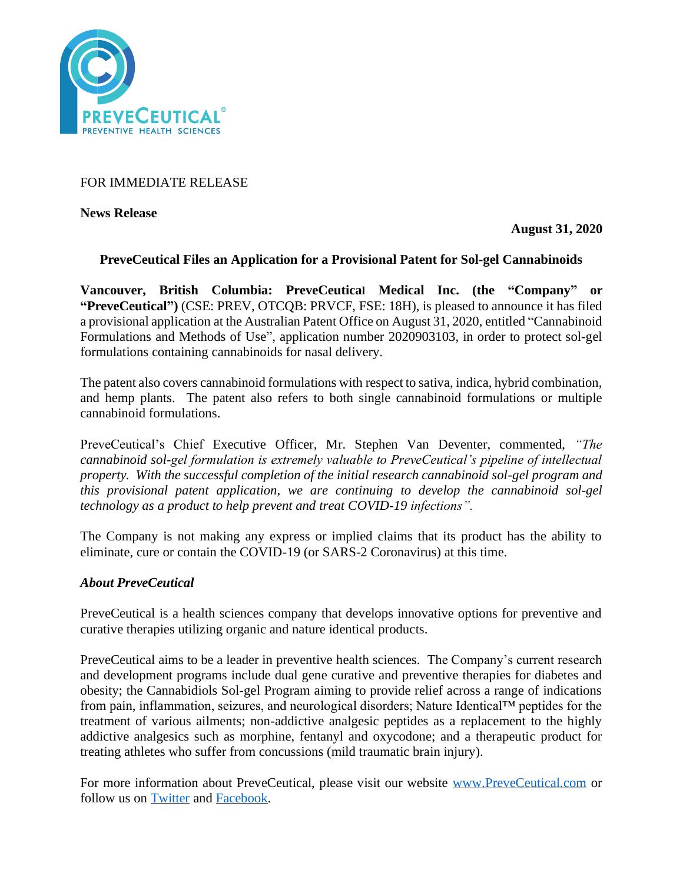FOR IMMEDIATE RELEASE

**News Release**

**August 31, 2020**

## PreveCeutical Files an Application for a Provisional Patent for Sol-gel Cannabinoids

**Vancouver, British Columbia: PreveCeutical Medical Inc. (the "Company" or "PreveCeutical")** (CSE: PREV, OTCQB: PRVCF, FSE: 18H), is pleased to announce it has filed a provisional application at the Australian Patent Office on August 31, 2020, entitled "Cannabinoid Formulations and Methods of Use", application number 2020903103, in order to protect sol-gel formulations containing cannabinoids for nasal delivery.

The patent also covers cannabinoid formulations with respect to sativa, indica, hybrid combination, and hemp plants. The patent also refers to both single cannabinoid formulations or multiple cannabinoid formulations.

PreveCeutical's Chief Executive Officer, Mr. Stephen Van Deventer, commented, *"The cannabinoid sol-gel formulation is extremely valuable to PreveCeutical's pipeline of intellectual property. With the successful completion of the initial research cannabinoid sol-gel program and this provisional patent application, we are continuing to develop the cannabinoid sol-gel technology as a product to help prevent and treat COVID-19 infections".*

The Company is not making any express or implied claims that its product has the ability to eliminate, cure or contain the COVID-19 (or SARS-2 Coronavirus) at this time.

### *About PreveCeutical*

PreveCeutical is a health sciences company that develops innovative options for preventive and curative therapies utilizing organic and nature identical products.

PreveCeutical aims to be a leader in preventive health sciences. The Company's current research and development programs include dual gene curative and preventive therapies for diabetes and obesity; the Cannabidiols Sol-gel Program aiming to provide relief across a range of indications from pain, inflammation, seizures, and neurological disorders; Nature Identical™ peptides for the treatment of various ailments; non-addictive analgesic peptides as a replacement to the highly addictive analgesics such as morphine, fentanyl and oxycodone; and a therapeutic product for treating athletes who suffer from concussions (mild traumatic brain injury).

For more information about PreveCeutical, please visit our website [www.PreveCeutical.com]() or follow us on [Twitter]() and [Facebook]().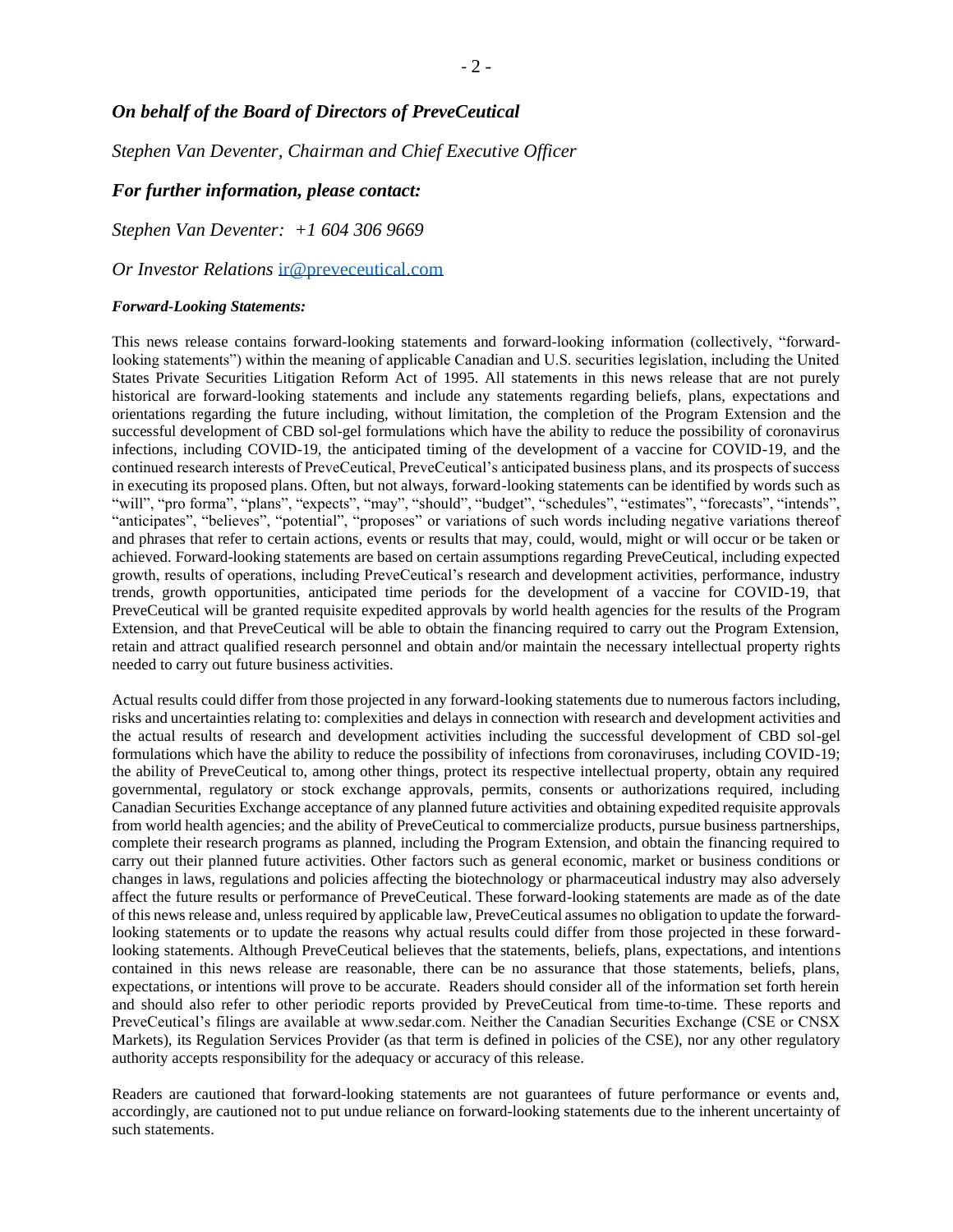***On behalf of the Board of Directors of PreveCeutical***

*Stephen Van Deventer, Chairman and Chief Executive Officer*

***For further information, please contact:***

*Stephen Van Deventer: +1 604 306 9669*

*Or Investor Relations* [ir@preveceutical.com](mailto:ir@preveceutical.com)

***Forward-Looking Statements:***

This news release contains forward-looking statements and forward-looking information (collectively, "forward-looking statements") within the meaning of applicable Canadian and U.S. securities legislation, including the United States Private Securities Litigation Reform Act of 1995. All statements in this news release that are not purely historical are forward-looking statements and include any statements regarding beliefs, plans, expectations and orientations regarding the future including, without limitation, the completion of the Program Extension and the successful development of CBD sol-gel formulations which have the ability to reduce the possibility of coronavirus infections, including COVID-19, the anticipated timing of the development of a vaccine for COVID-19, and the continued research interests of PreveCeutical, PreveCeutical's anticipated business plans, and its prospects of success in executing its proposed plans. Often, but not always, forward-looking statements can be identified by words such as "will", "pro forma", "plans", "expects", "may", "should", "budget", "schedules", "estimates", "forecasts", "intends", "anticipates", "believes", "potential", "proposes" or variations of such words including negative variations thereof and phrases that refer to certain actions, events or results that may, could, would, might or will occur or be taken or achieved. Forward-looking statements are based on certain assumptions regarding PreveCeutical, including expected growth, results of operations, including PreveCeutical's research and development activities, performance, industry trends, growth opportunities, anticipated time periods for the development of a vaccine for COVID-19, that PreveCeutical will be granted requisite expedited approvals by world health agencies for the results of the Program Extension, and that PreveCeutical will be able to obtain the financing required to carry out the Program Extension, retain and attract qualified research personnel and obtain and/or maintain the necessary intellectual property rights needed to carry out future business activities.

Actual results could differ from those projected in any forward-looking statements due to numerous factors including, risks and uncertainties relating to: complexities and delays in connection with research and development activities and the actual results of research and development activities including the successful development of CBD sol-gel formulations which have the ability to reduce the possibility of infections from coronaviruses, including COVID-19; the ability of PreveCeutical to, among other things, protect its respective intellectual property, obtain any required governmental, regulatory or stock exchange approvals, permits, consents or authorizations required, including Canadian Securities Exchange acceptance of any planned future activities and obtaining expedited requisite approvals from world health agencies; and the ability of PreveCeutical to commercialize products, pursue business partnerships, complete their research programs as planned, including the Program Extension, and obtain the financing required to carry out their planned future activities. Other factors such as general economic, market or business conditions or changes in laws, regulations and policies affecting the biotechnology or pharmaceutical industry may also adversely affect the future results or performance of PreveCeutical. These forward-looking statements are made as of the date of this news release and, unless required by applicable law, PreveCeutical assumes no obligation to update the forward-looking statements or to update the reasons why actual results could differ from those projected in these forward-looking statements. Although PreveCeutical believes that the statements, beliefs, plans, expectations, and intentions contained in this news release are reasonable, there can be no assurance that those statements, beliefs, plans, expectations, or intentions will prove to be accurate. Readers should consider all of the information set forth herein and should also refer to other periodic reports provided by PreveCeutical from time-to-time. These reports and PreveCeutical's filings are available at www.sedar.com. Neither the Canadian Securities Exchange (CSE or CNSX Markets), its Regulation Services Provider (as that term is defined in policies of the CSE), nor any other regulatory authority accepts responsibility for the adequacy or accuracy of this release.

Readers are cautioned that forward-looking statements are not guarantees of future performance or events and, accordingly, are cautioned not to put undue reliance on forward-looking statements due to the inherent uncertainty of such statements.